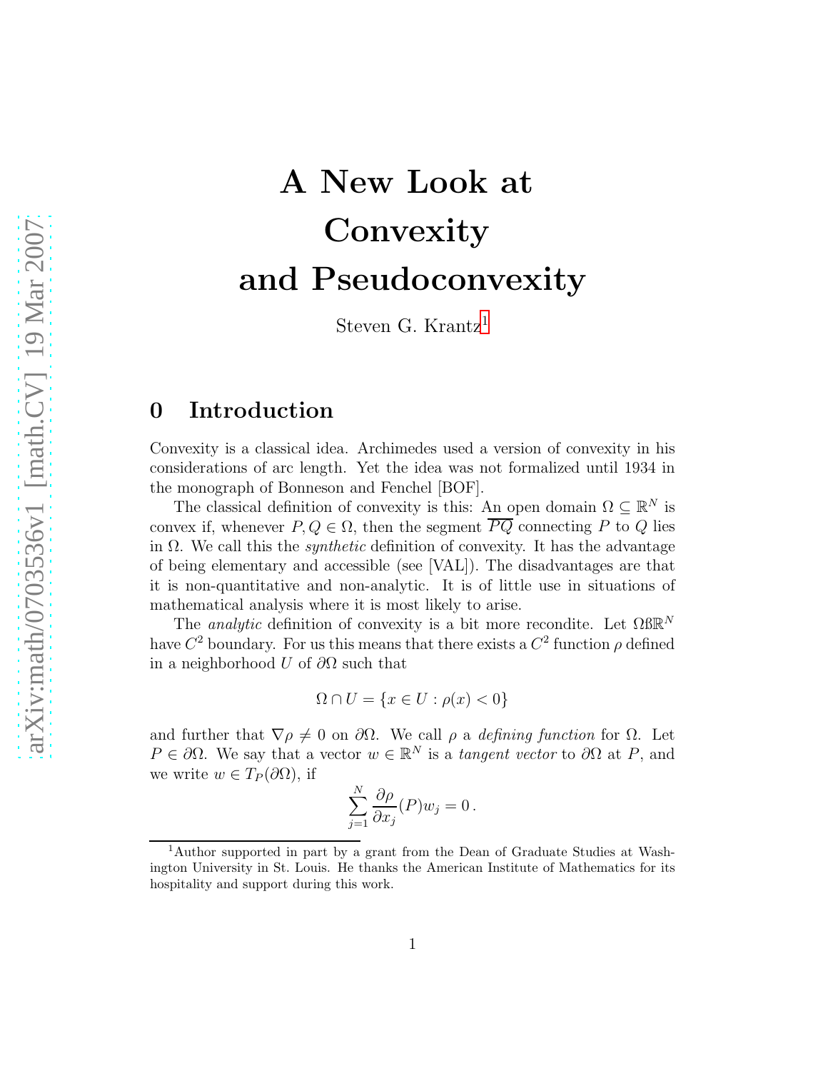# A New Look at Convexity and Pseudoconvexity

Steven G. Krantz[1]

## 0 Introduction

Convexity is a classical idea. Archimedes used a version of convexity in his considerations of arc length. Yet the idea was not formalized until 1934 in the monograph of Bonneson and Fenchel [BOF].

The classical definition of convexity is this: An open domain $\Omega \subseteq \mathbb{R}^N$ is convex if, whenever $P, Q \in \Omega$, then the segment $\overline{PQ}$ connecting $P$ to $Q$ lies in $\Omega$. We call this the *synthetic* definition of convexity. It has the advantage of being elementary and accessible (see [VAL]). The disadvantages are that it is non-quantitative and non-analytic. It is of little use in situations of mathematical analysis where it is most likely to arise.

The *analytic* definition of convexity is a bit more recondite. Let $\Omega ß \mathbb{R}^N$ have $C^2$ boundary. For us this means that there exists a $C^2$ function $\rho$ defined in a neighborhood $U$ of $\partial\Omega$ such that

$$\Omega \cap U = \{x \in U : \rho(x) < 0\}$$

and further that $\nabla\rho \neq 0$ on $\partial\Omega$. We call $\rho$ a *defining function* for $\Omega$. Let $P \in \partial\Omega$. We say that a vector $w \in \mathbb{R}^N$ is a *tangent vector* to $\partial\Omega$ at $P$, and we write $w \in T_P(\partial\Omega)$, if

$$\sum_{j=1}^{N} \frac{\partial\rho}{\partial x_j}(P) w_j = 0 \,.$$

[1]Author supported in part by a grant from the Dean of Graduate Studies at Washington University in St. Louis. He thanks the American Institute of Mathematics for its hospitality and support during this work.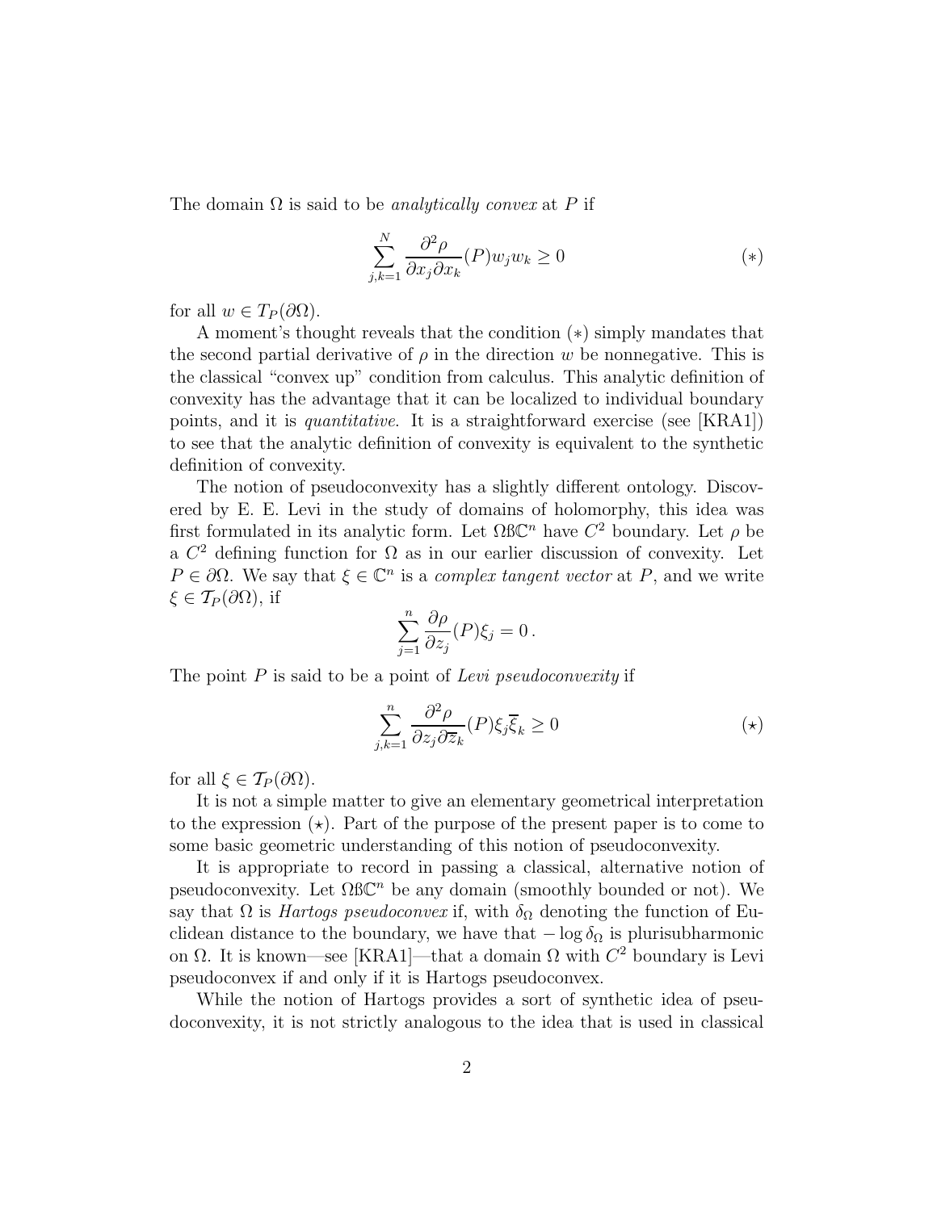The domain $\Omega$ is said to be *analytically convex* at $P$ if

$$\sum_{j,k=1}^{N} \frac{\partial^2 \rho}{\partial x_j \partial x_k}(P) w_j w_k \geq 0 \tag{$*$}$$

for all $w \in T_P(\partial\Omega)$.

A moment's thought reveals that the condition $(*)$ simply mandates that the second partial derivative of $\rho$ in the direction $w$ be nonnegative. This is the classical "convex up" condition from calculus. This analytic definition of convexity has the advantage that it can be localized to individual boundary points, and it is *quantitative*. It is a straightforward exercise (see [KRA1]) to see that the analytic definition of convexity is equivalent to the synthetic definition of convexity.

The notion of pseudoconvexity has a slightly different ontology. Discovered by E. E. Levi in the study of domains of holomorphy, this idea was first formulated in its analytic form. Let $\Omega ß \mathbb{C}^n$ have $C^2$ boundary. Let $\rho$ be a $C^2$ defining function for $\Omega$ as in our earlier discussion of convexity. Let $P \in \partial\Omega$. We say that $\xi \in \mathbb{C}^n$ is a *complex tangent vector* at $P$, and we write $\xi \in \mathcal{T}_P(\partial\Omega)$, if

$$\sum_{j=1}^{n} \frac{\partial \rho}{\partial z_j}(P) \xi_j = 0 \,.$$

The point $P$ is said to be a point of *Levi pseudoconvexity* if

$$\sum_{j,k=1}^{n} \frac{\partial^2 \rho}{\partial z_j \partial \overline{z}_k}(P) \xi_j \overline{\xi}_k \geq 0 \tag{$\star$}$$

for all $\xi \in \mathcal{T}_P(\partial\Omega)$.

It is not a simple matter to give an elementary geometrical interpretation to the expression $(\star)$. Part of the purpose of the present paper is to come to some basic geometric understanding of this notion of pseudoconvexity.

It is appropriate to record in passing a classical, alternative notion of pseudoconvexity. Let $\Omega ß \mathbb{C}^n$ be any domain (smoothly bounded or not). We say that $\Omega$ is *Hartogs pseudoconvex* if, with $\delta_\Omega$ denoting the function of Euclidean distance to the boundary, we have that $-\log \delta_\Omega$ is plurisubharmonic on $\Omega$. It is known—see [KRA1]—that a domain $\Omega$ with $C^2$ boundary is Levi pseudoconvex if and only if it is Hartogs pseudoconvex.

While the notion of Hartogs provides a sort of synthetic idea of pseudoconvexity, it is not strictly analogous to the idea that is used in classical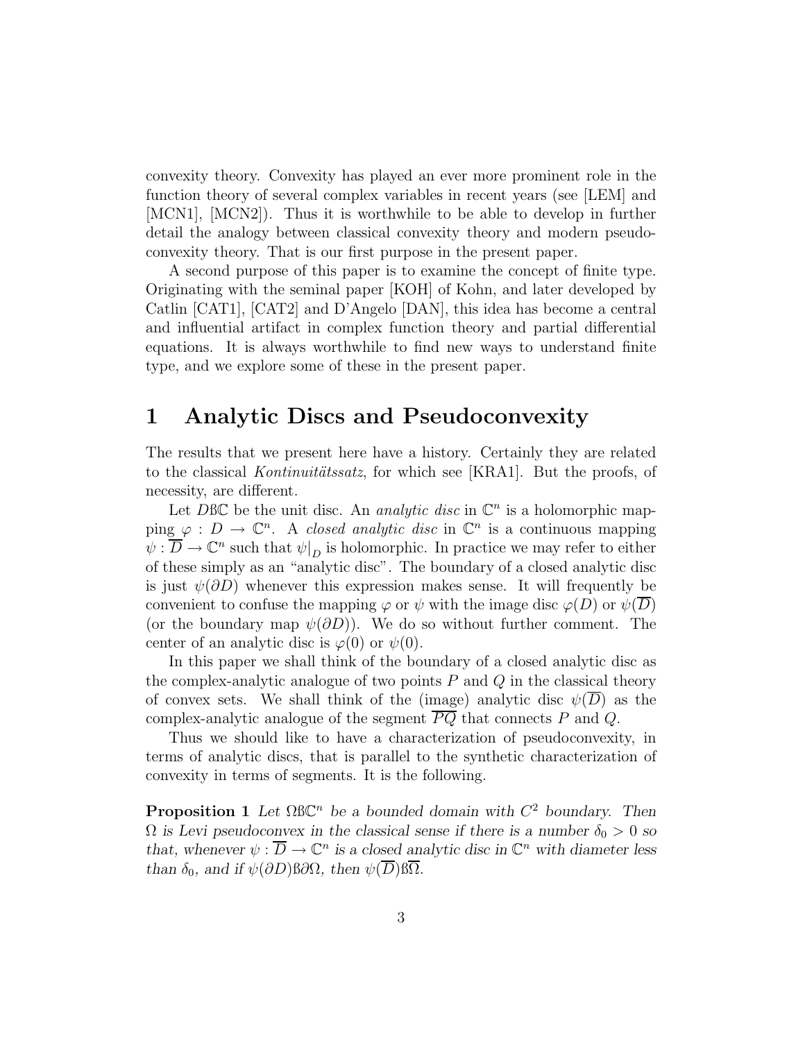convexity theory. Convexity has played an ever more prominent role in the function theory of several complex variables in recent years (see [LEM] and [MCN1], [MCN2]). Thus it is worthwhile to be able to develop in further detail the analogy between classical convexity theory and modern pseudoconvexity theory. That is our first purpose in the present paper.

A second purpose of this paper is to examine the concept of finite type. Originating with the seminal paper [KOH] of Kohn, and later developed by Catlin [CAT1], [CAT2] and D'Angelo [DAN], this idea has become a central and influential artifact in complex function theory and partial differential equations. It is always worthwhile to find new ways to understand finite type, and we explore some of these in the present paper.

# 1 Analytic Discs and Pseudoconvexity

The results that we present here have a history. Certainly they are related to the classical *Kontinuitätssatz*, for which see [KRA1]. But the proofs, of necessity, are different.

Let $D ß \mathbb{C}$ be the unit disc. An *analytic disc* in $\mathbb{C}^n$ is a holomorphic mapping $\varphi : D \to \mathbb{C}^n$. A *closed analytic disc* in $\mathbb{C}^n$ is a continuous mapping $\psi : \overline{D} \to \mathbb{C}^n$ such that $\psi|_D$ is holomorphic. In practice we may refer to either of these simply as an "analytic disc". The boundary of a closed analytic disc is just $\psi(\partial D)$ whenever this expression makes sense. It will frequently be convenient to confuse the mapping $\varphi$ or $\psi$ with the image disc $\varphi(D)$ or $\psi(\overline{D})$ (or the boundary map $\psi(\partial D)$). We do so without further comment. The center of an analytic disc is $\varphi(0)$ or $\psi(0)$.

In this paper we shall think of the boundary of a closed analytic disc as the complex-analytic analogue of two points $P$ and $Q$ in the classical theory of convex sets. We shall think of the (image) analytic disc $\psi(\overline{D})$ as the complex-analytic analogue of the segment $\overline{PQ}$ that connects $P$ and $Q$.

Thus we should like to have a characterization of pseudoconvexity, in terms of analytic discs, that is parallel to the synthetic characterization of convexity in terms of segments. It is the following.

**Proposition 1** *Let $\Omega ß \mathbb{C}^n$ be a bounded domain with $C^2$ boundary. Then $\Omega$ is Levi pseudoconvex in the classical sense if there is a number $\delta_0 > 0$ so that, whenever $\psi : \overline{D} \to \mathbb{C}^n$ is a closed analytic disc in $\mathbb{C}^n$ with diameter less than $\delta_0$, and if $\psi(\partial D) ß \partial\Omega$, then $\psi(\overline{D}) ß \overline{\Omega}$.*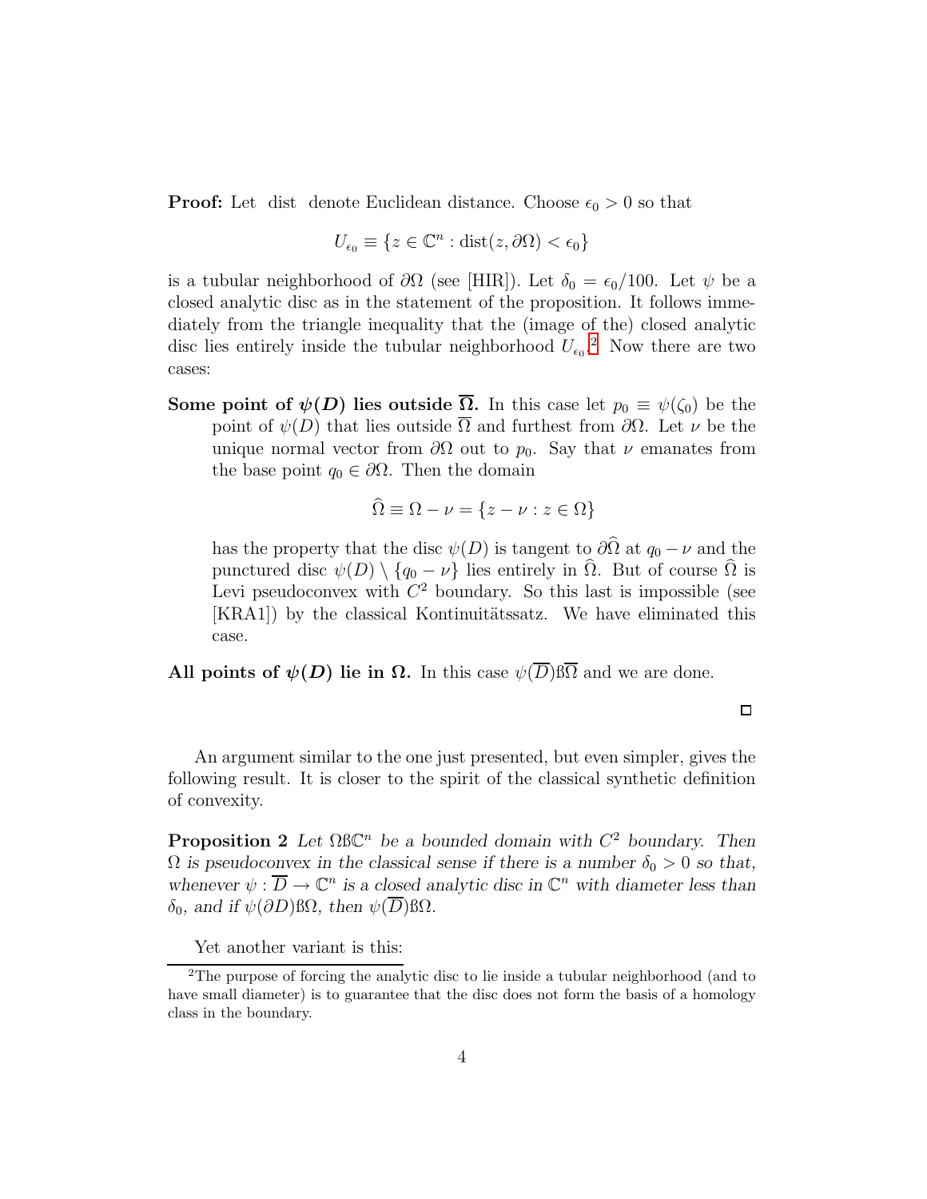**Proof:** Let dist denote Euclidean distance. Choose $\epsilon_0 > 0$ so that

$$U_{\epsilon_0} \equiv \{z \in \mathbb{C}^n : \text{dist}(z, \partial\Omega) < \epsilon_0\}$$

is a tubular neighborhood of $\partial\Omega$ (see [HIR]). Let $\delta_0 = \epsilon_0/100$. Let $\psi$ be a closed analytic disc as in the statement of the proposition. It follows immediately from the triangle inequality that the (image of the) closed analytic disc lies entirely inside the tubular neighborhood $U_{\epsilon_0}$.[2] Now there are two cases:

**Some point of $\psi(D)$ lies outside $\overline{\Omega}$.** In this case let $p_0 \equiv \psi(\zeta_0)$ be the point of $\psi(D)$ that lies outside $\overline{\Omega}$ and furthest from $\partial\Omega$. Let $\nu$ be the unique normal vector from $\partial\Omega$ out to $p_0$. Say that $\nu$ emanates from the base point $q_0 \in \partial\Omega$. Then the domain

$$\widehat{\Omega} \equiv \Omega - \nu = \{z - \nu : z \in \Omega\}$$

has the property that the disc $\psi(D)$ is tangent to $\partial\widehat{\Omega}$ at $q_0 - \nu$ and the punctured disc $\psi(D) \setminus \{q_0 - \nu\}$ lies entirely in $\widehat{\Omega}$. But of course $\widehat{\Omega}$ is Levi pseudoconvex with $C^2$ boundary. So this last is impossible (see [KRA1]) by the classical Kontinuitätssatz. We have eliminated this case.

**All points of $\psi(D)$ lie in $\Omega$.** In this case $\psi(\overline{D})$ß$\overline{\Omega}$ and we are done.

□

An argument similar to the one just presented, but even simpler, gives the following result. It is closer to the spirit of the classical synthetic definition of convexity.

**Proposition 2** *Let* $\Omega$ß$\mathbb{C}^n$ *be a bounded domain with* $C^2$ *boundary. Then* $\Omega$ *is pseudoconvex in the classical sense if there is a number* $\delta_0 > 0$ *so that, whenever* $\psi : \overline{D} \to \mathbb{C}^n$ *is a closed analytic disc in* $\mathbb{C}^n$ *with diameter less than* $\delta_0$*, and if* $\psi(\partial D)$ß$\Omega$*, then* $\psi(\overline{D})$ß$\Omega$*.*

Yet another variant is this:

---

[2] The purpose of forcing the analytic disc to lie inside a tubular neighborhood (and to have small diameter) is to guarantee that the disc does not form the basis of a homology class in the boundary.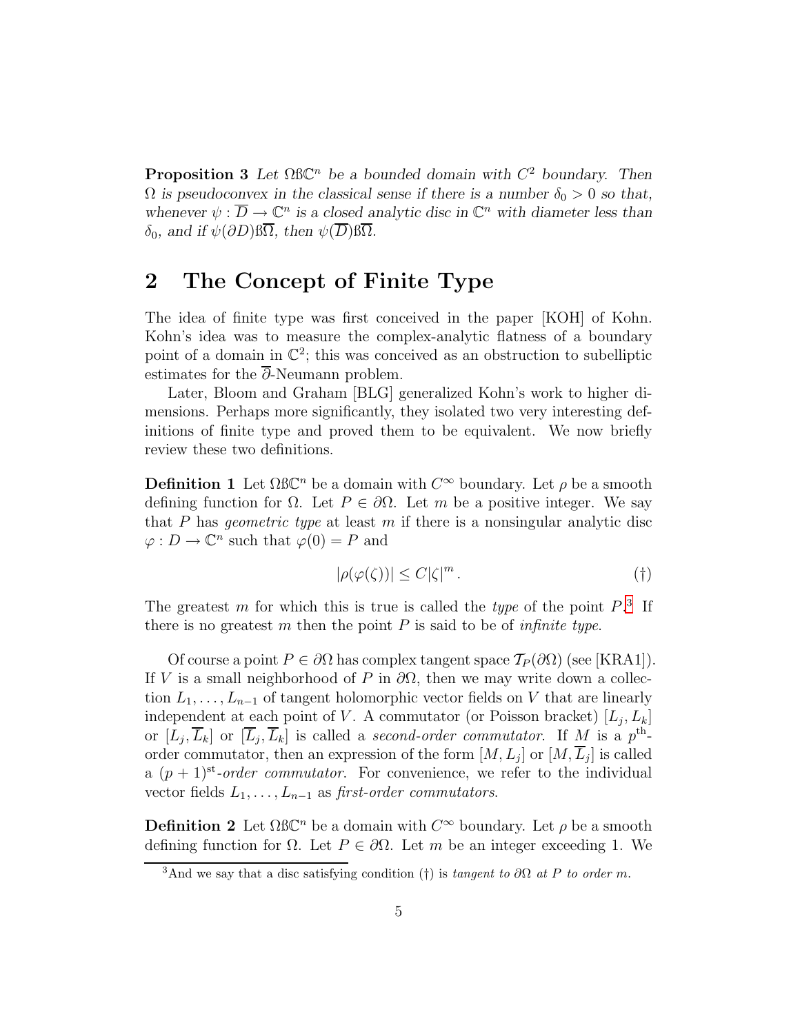**Proposition 3** *Let* $\Omega ß \mathbb{C}^n$ *be a bounded domain with* $C^2$ *boundary. Then* $\Omega$ *is pseudoconvex in the classical sense if there is a number* $\delta_0 > 0$ *so that, whenever* $\psi : \overline{D} \to \mathbb{C}^n$ *is a closed analytic disc in* $\mathbb{C}^n$ *with diameter less than* $\delta_0$*, and if* $\psi(\partial D) ß \overline{\Omega}$*, then* $\psi(\overline{D}) ß \overline{\Omega}$*.*

## 2 The Concept of Finite Type

The idea of finite type was first conceived in the paper [KOH] of Kohn. Kohn's idea was to measure the complex-analytic flatness of a boundary point of a domain in $\mathbb{C}^2$; this was conceived as an obstruction to subelliptic estimates for the $\overline{\partial}$-Neumann problem.

Later, Bloom and Graham [BLG] generalized Kohn's work to higher dimensions. Perhaps more significantly, they isolated two very interesting definitions of finite type and proved them to be equivalent. We now briefly review these two definitions.

**Definition 1** Let $\Omega ß \mathbb{C}^n$ be a domain with $C^\infty$ boundary. Let $\rho$ be a smooth defining function for $\Omega$. Let $P \in \partial\Omega$. Let $m$ be a positive integer. We say that $P$ has *geometric type* at least $m$ if there is a nonsingular analytic disc $\varphi : D \to \mathbb{C}^n$ such that $\varphi(0) = P$ and

$$|\rho(\varphi(\zeta))| \le C|\zeta|^m . \qquad (\dagger)$$

The greatest $m$ for which this is true is called the *type* of the point $P$.[3] If there is no greatest $m$ then the point $P$ is said to be of *infinite type*.

Of course a point $P \in \partial\Omega$ has complex tangent space $\mathcal{T}_P(\partial\Omega)$ (see [KRA1]). If $V$ is a small neighborhood of $P$ in $\partial\Omega$, then we may write down a collection $L_1, \ldots, L_{n-1}$ of tangent holomorphic vector fields on $V$ that are linearly independent at each point of $V$. A commutator (or Poisson bracket) $[L_j, L_k]$ or $[L_j, \overline{L}_k]$ or $[\overline{L}_j, \overline{L}_k]$ is called a *second-order commutator*. If $M$ is a $p^{\text{th}}$-order commutator, then an expression of the form $[M, L_j]$ or $[M, \overline{L}_j]$ is called a $(p+1)^{\text{st}}$-*order commutator*. For convenience, we refer to the individual vector fields $L_1, \ldots, L_{n-1}$ as *first-order commutators*.

**Definition 2** Let $\Omega ß \mathbb{C}^n$ be a domain with $C^\infty$ boundary. Let $\rho$ be a smooth defining function for $\Omega$. Let $P \in \partial\Omega$. Let $m$ be an integer exceeding 1. We

[3] And we say that a disc satisfying condition ($\dagger$) is *tangent to* $\partial\Omega$ *at* $P$ *to order* $m$.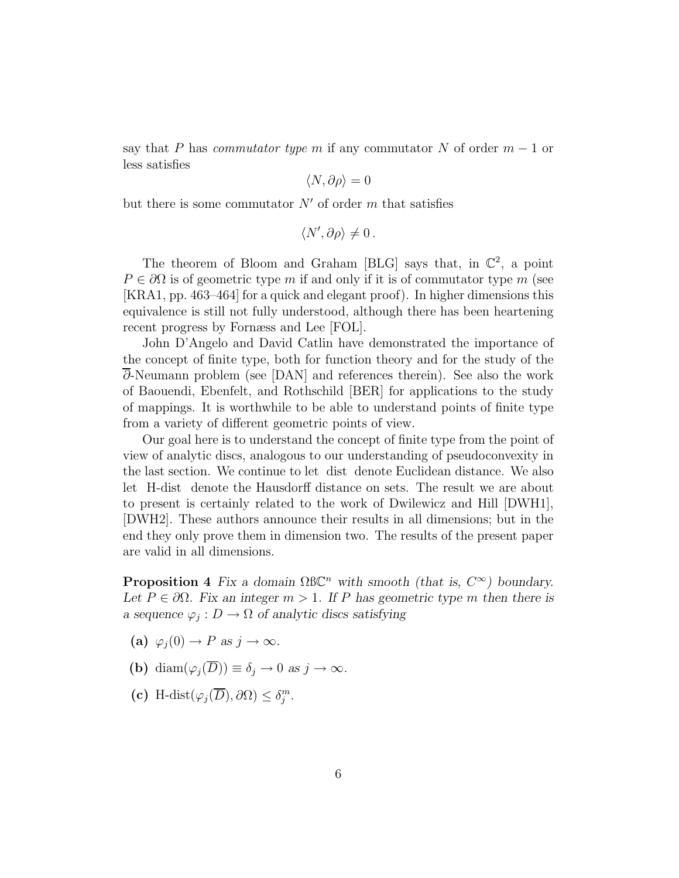say that $P$ has *commutator type* $m$ if any commutator $N$ of order $m-1$ or less satisfies

$$\langle N, \partial\rho \rangle = 0$$

but there is some commutator $N'$ of order $m$ that satisfies

$$\langle N', \partial\rho \rangle \neq 0 \,.$$

The theorem of Bloom and Graham [BLG] says that, in $\mathbb{C}^2$, a point $P \in \partial\Omega$ is of geometric type $m$ if and only if it is of commutator type $m$ (see [KRA1, pp. 463–464] for a quick and elegant proof). In higher dimensions this equivalence is still not fully understood, although there has been heartening recent progress by Fornæss and Lee [FOL].

John D'Angelo and David Catlin have demonstrated the importance of the concept of finite type, both for function theory and for the study of the $\overline{\partial}$-Neumann problem (see [DAN] and references therein). See also the work of Baouendi, Ebenfelt, and Rothschild [BER] for applications to the study of mappings. It is worthwhile to be able to understand points of finite type from a variety of different geometric points of view.

Our goal here is to understand the concept of finite type from the point of view of analytic discs, analogous to our understanding of pseudoconvexity in the last section. We continue to let dist denote Euclidean distance. We also let H-dist denote the Hausdorff distance on sets. The result we are about to present is certainly related to the work of Dwilewicz and Hill [DWH1], [DWH2]. These authors announce their results in all dimensions; but in the end they only prove them in dimension two. The results of the present paper are valid in all dimensions.

**Proposition 4** *Fix a domain $\Omega ß \mathbb{C}^n$ with smooth (that is, $C^\infty$) boundary. Let $P \in \partial\Omega$. Fix an integer $m > 1$. If $P$ has geometric type $m$ then there is a sequence $\varphi_j : D \to \Omega$ of analytic discs satisfying*

- **(a)** $\varphi_j(0) \to P$ *as* $j \to \infty$.
- **(b)** $\mathrm{diam}(\varphi_j(\overline{D})) \equiv \delta_j \to 0$ *as* $j \to \infty$.
- **(c)** $\text{H-dist}(\varphi_j(\overline{D}), \partial\Omega) \leq \delta_j^m$.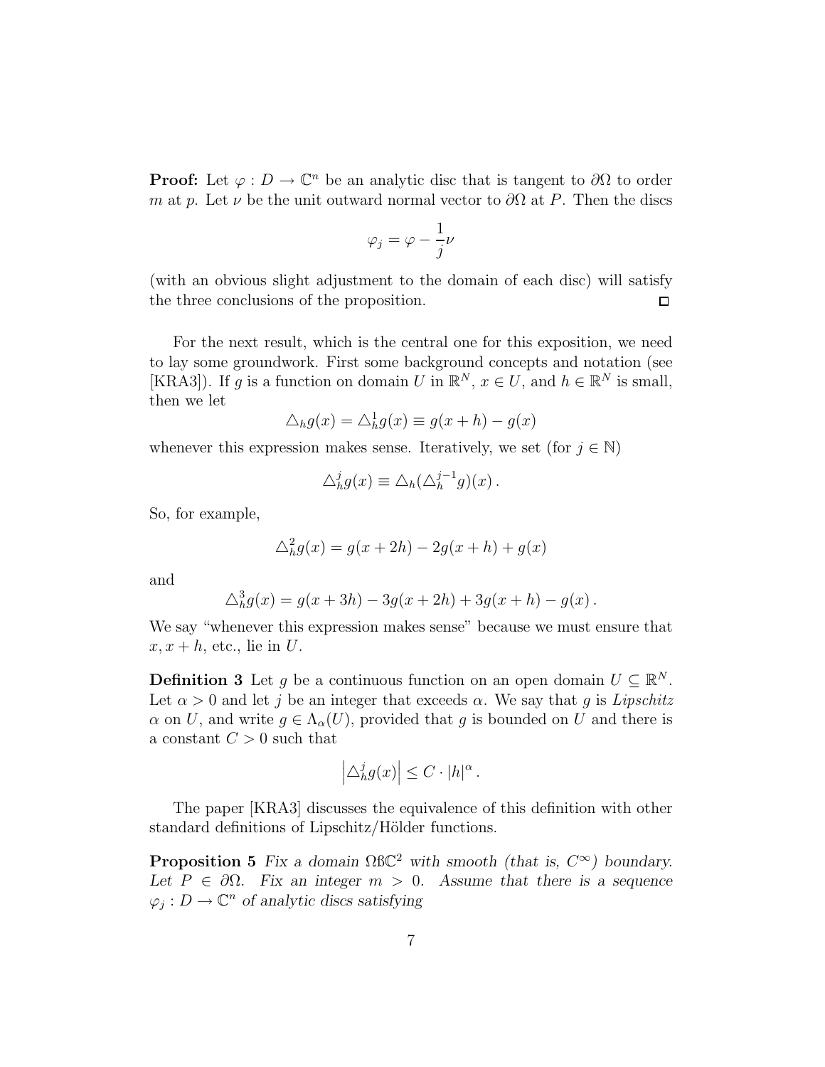**Proof:** Let $\varphi : D \to \mathbb{C}^n$ be an analytic disc that is tangent to $\partial\Omega$ to order $m$ at $p$. Let $\nu$ be the unit outward normal vector to $\partial\Omega$ at $P$. Then the discs

$$\varphi_j = \varphi - \frac{1}{j}\nu$$

(with an obvious slight adjustment to the domain of each disc) will satisfy the three conclusions of the proposition. □

For the next result, which is the central one for this exposition, we need to lay some groundwork. First some background concepts and notation (see [KRA3]). If $g$ is a function on domain $U$ in $\mathbb{R}^N$, $x \in U$, and $h \in \mathbb{R}^N$ is small, then we let

$$\triangle_h g(x) = \triangle_h^1 g(x) \equiv g(x+h) - g(x)$$

whenever this expression makes sense. Iteratively, we set (for $j \in \mathbb{N}$)

$$\triangle_h^j g(x) \equiv \triangle_h(\triangle_h^{j-1} g)(x)\,.$$

So, for example,

$$\triangle_h^2 g(x) = g(x+2h) - 2g(x+h) + g(x)$$

and

$$\triangle_h^3 g(x) = g(x+3h) - 3g(x+2h) + 3g(x+h) - g(x)\,.$$

We say "whenever this expression makes sense" because we must ensure that $x, x+h$, etc., lie in $U$.

**Definition 3** *Let $g$ be a continuous function on an open domain $U \subseteq \mathbb{R}^N$. Let $\alpha > 0$ and let $j$ be an integer that exceeds $\alpha$. We say that $g$ is Lipschitz $\alpha$ on $U$, and write $g \in \Lambda_\alpha(U)$, provided that $g$ is bounded on $U$ and there is a constant $C > 0$ such that*

$$\left|\triangle_h^j g(x)\right| \le C \cdot |h|^\alpha\,.$$

The paper [KRA3] discusses the equivalence of this definition with other standard definitions of Lipschitz/Hölder functions.

**Proposition 5** *Fix a domain $\Omega ß \mathbb{C}^2$ with smooth (that is, $C^\infty$) boundary. Let $P \in \partial\Omega$. Fix an integer $m > 0$. Assume that there is a sequence $\varphi_j : D \to \mathbb{C}^n$ of analytic discs satisfying*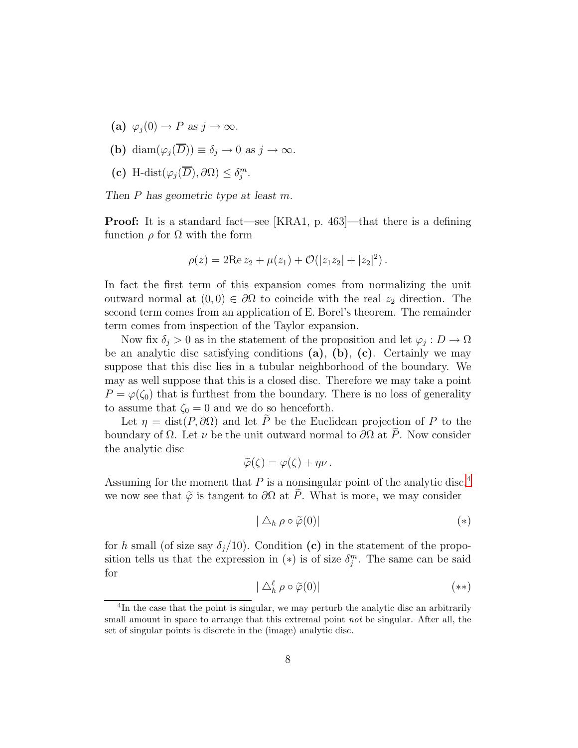**(a)** $\varphi_j(0) \to P$ *as* $j \to \infty$.

**(b)** $\text{diam}(\varphi_j(\overline{D})) \equiv \delta_j \to 0$ *as* $j \to \infty$.

**(c)** $\text{H-dist}(\varphi_j(\overline{D}), \partial\Omega) \le \delta_j^m$.

*Then* $P$ *has geometric type at least* $m$*.*

**Proof:** It is a standard fact—see [KRA1, p. 463]—that there is a defining function $\rho$ for $\Omega$ with the form

$$\rho(z) = 2\text{Re}\, z_2 + \mu(z_1) + \mathcal{O}(|z_1 z_2| + |z_2|^2)\,.$$

In fact the first term of this expansion comes from normalizing the unit outward normal at $(0,0) \in \partial\Omega$ to coincide with the real $z_2$ direction. The second term comes from an application of E. Borel's theorem. The remainder term comes from inspection of the Taylor expansion.

Now fix $\delta_j > 0$ as in the statement of the proposition and let $\varphi_j : D \to \Omega$ be an analytic disc satisfying conditions **(a)**, **(b)**, **(c)**. Certainly we may suppose that this disc lies in a tubular neighborhood of the boundary. We may as well suppose that this is a closed disc. Therefore we may take a point $P = \varphi(\zeta_0)$ that is furthest from the boundary. There is no loss of generality to assume that $\zeta_0 = 0$ and we do so henceforth.

Let $\eta = \text{dist}(P, \partial\Omega)$ and let $\widetilde{P}$ be the Euclidean projection of $P$ to the boundary of $\Omega$. Let $\nu$ be the unit outward normal to $\partial\Omega$ at $\widetilde{P}$. Now consider the analytic disc

$$\widetilde{\varphi}(\zeta) = \varphi(\zeta) + \eta\nu\,.$$

Assuming for the moment that $P$ is a nonsingular point of the analytic disc,[4] we now see that $\widetilde{\varphi}$ is tangent to $\partial\Omega$ at $\widetilde{P}$. What is more, we may consider

$$|\triangle_h \rho \circ \widetilde{\varphi}(0)| \qquad (*)$$

for $h$ small (of size say $\delta_j/10$). Condition **(c)** in the statement of the proposition tells us that the expression in $(*)$ is of size $\delta_j^m$. The same can be said for

$$|\triangle_h^\ell \rho \circ \widetilde{\varphi}(0)| \qquad (**)$$

[4] In the case that the point is singular, we may perturb the analytic disc an arbitrarily small amount in space to arrange that this extremal point *not* be singular. After all, the set of singular points is discrete in the (image) analytic disc.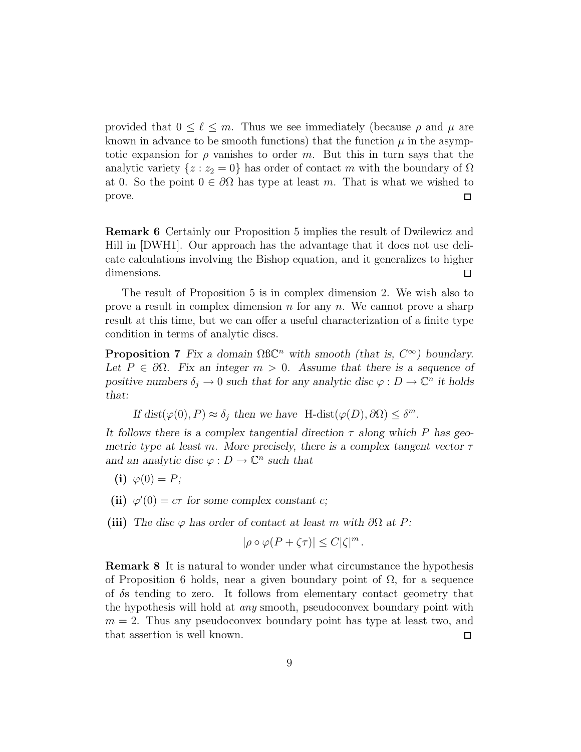provided that $0 \leq \ell \leq m$. Thus we see immediately (because $\rho$ and $\mu$ are known in advance to be smooth functions) that the function $\mu$ in the asymptotic expansion for $\rho$ vanishes to order $m$. But this in turn says that the analytic variety $\{z : z_2 = 0\}$ has order of contact $m$ with the boundary of $\Omega$ at 0. So the point $0 \in \partial\Omega$ has type at least $m$. That is what we wished to prove. □

**Remark 6** Certainly our Proposition 5 implies the result of Dwilewicz and Hill in [DWH1]. Our approach has the advantage that it does not use delicate calculations involving the Bishop equation, and it generalizes to higher dimensions. □

The result of Proposition 5 is in complex dimension 2. We wish also to prove a result in complex dimension $n$ for any $n$. We cannot prove a sharp result at this time, but we can offer a useful characterization of a finite type condition in terms of analytic discs.

**Proposition 7** *Fix a domain $\Omega \ss \mathbb{C}^n$ with smooth (that is, $C^\infty$) boundary. Let $P \in \partial\Omega$. Fix an integer $m > 0$. Assume that there is a sequence of positive numbers $\delta_j \to 0$ such that for any analytic disc $\varphi : D \to \mathbb{C}^n$ it holds that:*

*If $\text{dist}(\varphi(0), P) \approx \delta_j$ then we have $\text{H-dist}(\varphi(D), \partial\Omega) \leq \delta^m$.*

*It follows there is a complex tangential direction $\tau$ along which $P$ has geometric type at least $m$. More precisely, there is a complex tangent vector $\tau$ and an analytic disc $\varphi : D \to \mathbb{C}^n$ such that*

- **(i)** *$\varphi(0) = P$;*
- **(ii)** *$\varphi'(0) = c\tau$ for some complex constant $c$;*
- **(iii)** *The disc $\varphi$ has order of contact at least $m$ with $\partial\Omega$ at $P$:*

$$|\rho \circ \varphi(P + \zeta\tau)| \leq C|\zeta|^m .$$

**Remark 8** It is natural to wonder under what circumstance the hypothesis of Proposition 6 holds, near a given boundary point of $\Omega$, for a sequence of $\delta$s tending to zero. It follows from elementary contact geometry that the hypothesis will hold at *any* smooth, pseudoconvex boundary point with $m = 2$. Thus any pseudoconvex boundary point has type at least two, and that assertion is well known. □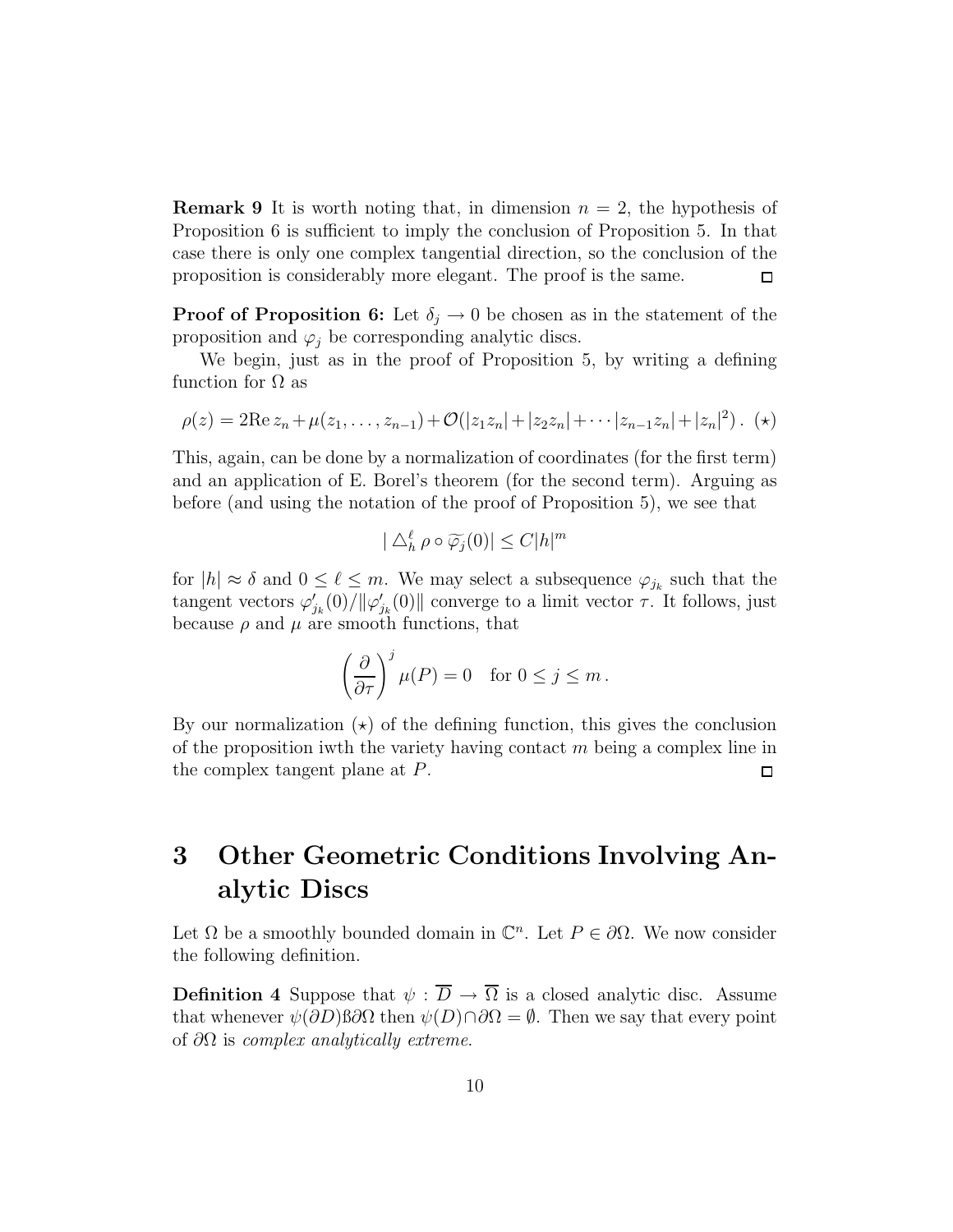**Remark 9** It is worth noting that, in dimension $n = 2$, the hypothesis of Proposition 6 is sufficient to imply the conclusion of Proposition 5. In that case there is only one complex tangential direction, so the conclusion of the proposition is considerably more elegant. The proof is the same. $\square$

**Proof of Proposition 6:** Let $\delta_j \to 0$ be chosen as in the statement of the proposition and $\varphi_j$ be corresponding analytic discs.

We begin, just as in the proof of Proposition 5, by writing a defining function for $\Omega$ as

$$\rho(z) = 2\text{Re}\, z_n + \mu(z_1, \ldots, z_{n-1}) + \mathcal{O}(|z_1 z_n| + |z_2 z_n| + \cdots |z_{n-1} z_n| + |z_n|^2)\,. \quad (\star)$$

This, again, can be done by a normalization of coordinates (for the first term) and an application of E. Borel's theorem (for the second term). Arguing as before (and using the notation of the proof of Proposition 5), we see that

$$| \triangle_h^\ell \, \rho \circ \widetilde{\varphi_j}(0)| \leq C|h|^m$$

for $|h| \approx \delta$ and $0 \leq \ell \leq m$. We may select a subsequence $\varphi_{j_k}$ such that the tangent vectors $\varphi'_{j_k}(0)/\|\varphi'_{j_k}(0)\|$ converge to a limit vector $\tau$. It follows, just because $\rho$ and $\mu$ are smooth functions, that

$$\left(\frac{\partial}{\partial \tau}\right)^j \mu(P) = 0 \quad \text{for } 0 \leq j \leq m\,.$$

By our normalization $(\star)$ of the defining function, this gives the conclusion of the proposition iwth the variety having contact $m$ being a complex line in the complex tangent plane at $P$. $\square$

# 3 Other Geometric Conditions Involving Analytic Discs

Let $\Omega$ be a smoothly bounded domain in $\mathbb{C}^n$. Let $P \in \partial\Omega$. We now consider the following definition.

**Definition 4** Suppose that $\psi : \overline{D} \to \overline{\Omega}$ is a closed analytic disc. Assume that whenever $\psi(\partial D)$ß$\partial\Omega$ then $\psi(D) \cap \partial\Omega = \emptyset$. Then we say that every point of $\partial\Omega$ is *complex analytically extreme*.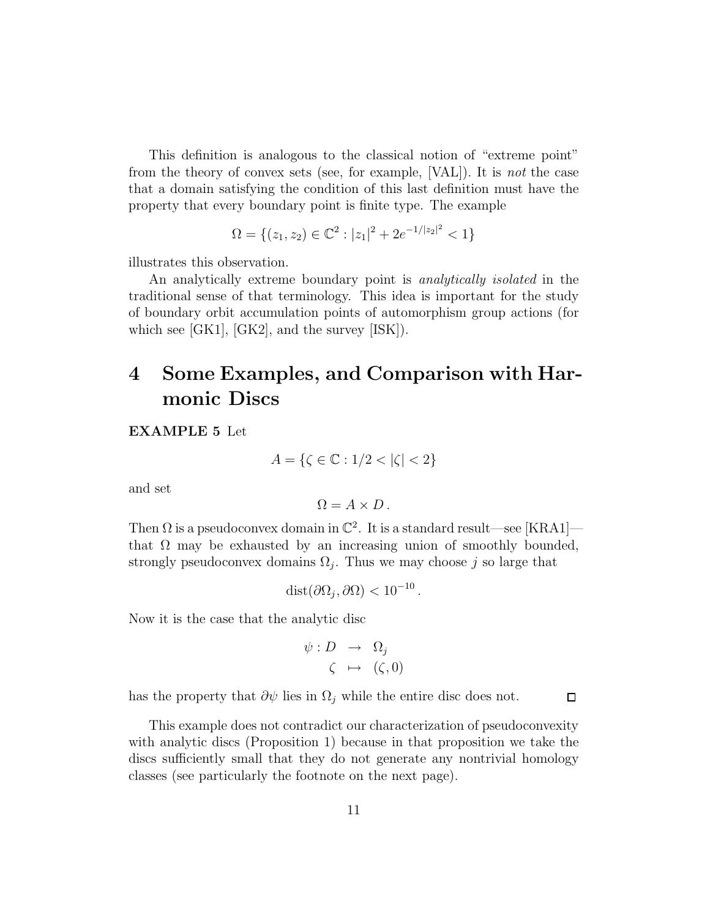This definition is analogous to the classical notion of "extreme point" from the theory of convex sets (see, for example, [VAL]). It is *not* the case that a domain satisfying the condition of this last definition must have the property that every boundary point is finite type. The example

$$\Omega = \{(z_1, z_2) \in \mathbb{C}^2 : |z_1|^2 + 2e^{-1/|z_2|^2} < 1\}$$

illustrates this observation.

An analytically extreme boundary point is *analytically isolated* in the traditional sense of that terminology. This idea is important for the study of boundary orbit accumulation points of automorphism group actions (for which see [GK1], [GK2], and the survey [ISK]).

# 4 Some Examples, and Comparison with Harmonic Discs

**EXAMPLE 5** Let

$$A = \{\zeta \in \mathbb{C} : 1/2 < |\zeta| < 2\}$$

and set

$$\Omega = A \times D \,.$$

Then $\Omega$ is a pseudoconvex domain in $\mathbb{C}^2$. It is a standard result—see [KRA1]—that $\Omega$ may be exhausted by an increasing union of smoothly bounded, strongly pseudoconvex domains $\Omega_j$. Thus we may choose $j$ so large that

$$\operatorname{dist}(\partial\Omega_j, \partial\Omega) < 10^{-10} \,.$$

Now it is the case that the analytic disc

$$\begin{aligned} \psi : D &\rightarrow \Omega_j \\ \zeta &\mapsto (\zeta, 0) \end{aligned}$$

has the property that $\partial\psi$ lies in $\Omega_j$ while the entire disc does not. □

This example does not contradict our characterization of pseudoconvexity with analytic discs (Proposition 1) because in that proposition we take the discs sufficiently small that they do not generate any nontrivial homology classes (see particularly the footnote on the next page).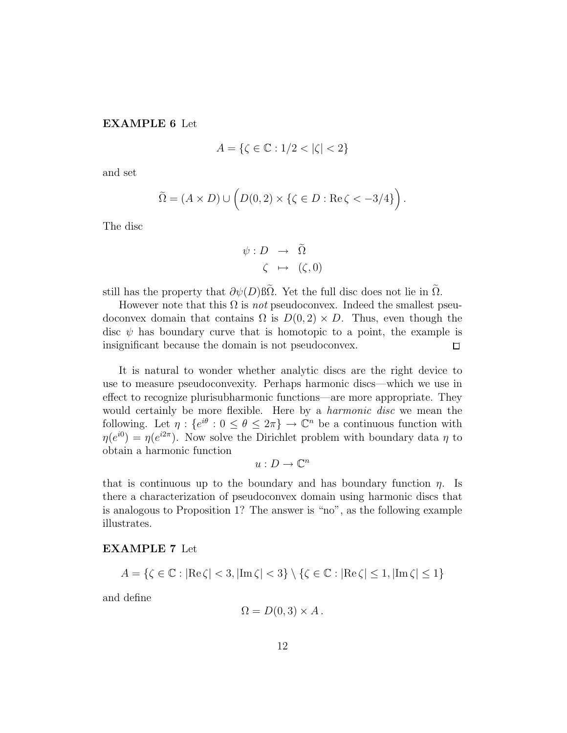**EXAMPLE 6** Let

$$A = \{\zeta \in \mathbb{C} : 1/2 < |\zeta| < 2\}$$

and set

$$\widetilde{\Omega} = (A \times D) \cup \left( D(0,2) \times \{\zeta \in D : \operatorname{Re} \zeta < -3/4\} \right).$$

The disc

$$\begin{array}{rcl} \psi : D & \to & \widetilde{\Omega} \\ \zeta & \mapsto & (\zeta, 0) \end{array}$$

still has the property that $\partial\psi(D) \text{ß} \widetilde{\Omega}$. Yet the full disc does not lie in $\widetilde{\Omega}$.

However note that this $\Omega$ is *not* pseudoconvex. Indeed the smallest pseudoconvex domain that contains $\Omega$ is $D(0,2) \times D$. Thus, even though the disc $\psi$ has boundary curve that is homotopic to a point, the example is insignificant because the domain is not pseudoconvex. □

It is natural to wonder whether analytic discs are the right device to use to measure pseudoconvexity. Perhaps harmonic discs—which we use in effect to recognize plurisubharmonic functions—are more appropriate. They would certainly be more flexible. Here by a *harmonic disc* we mean the following. Let $\eta : \{e^{i\theta} : 0 \leq \theta \leq 2\pi\} \to \mathbb{C}^n$ be a continuous function with $\eta(e^{i0}) = \eta(e^{i2\pi})$. Now solve the Dirichlet problem with boundary data $\eta$ to obtain a harmonic function

$$u : D \to \mathbb{C}^n$$

that is continuous up to the boundary and has boundary function $\eta$. Is there a characterization of pseudoconvex domain using harmonic discs that is analogous to Proposition 1? The answer is "no", as the following example illustrates.

**EXAMPLE 7** Let

$$A = \{\zeta \in \mathbb{C} : |\operatorname{Re} \zeta| < 3, |\operatorname{Im} \zeta| < 3\} \setminus \{\zeta \in \mathbb{C} : |\operatorname{Re} \zeta| \leq 1, |\operatorname{Im} \zeta| \leq 1\}$$

and define

$$\Omega = D(0,3) \times A.$$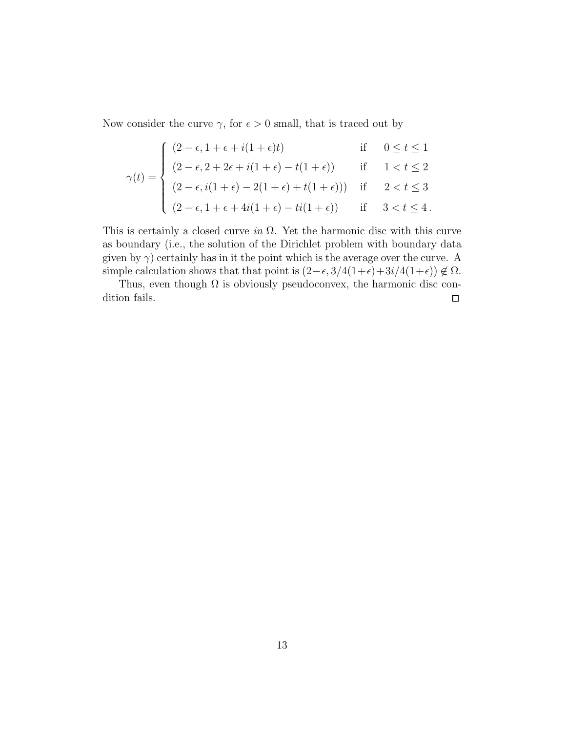Now consider the curve $\gamma$, for $\epsilon > 0$ small, that is traced out by

$$\gamma(t) = \begin{cases} (2-\epsilon, 1+\epsilon+i(1+\epsilon)t) & \text{if} \quad 0 \le t \le 1 \\ (2-\epsilon, 2+2\epsilon+i(1+\epsilon)-t(1+\epsilon)) & \text{if} \quad 1 < t \le 2 \\ (2-\epsilon, i(1+\epsilon)-2(1+\epsilon)+t(1+\epsilon))) & \text{if} \quad 2 < t \le 3 \\ (2-\epsilon, 1+\epsilon+4i(1+\epsilon)-ti(1+\epsilon)) & \text{if} \quad 3 < t \le 4 \, . \end{cases}$$

This is certainly a closed curve *in* $\Omega$. Yet the harmonic disc with this curve as boundary (i.e., the solution of the Dirichlet problem with boundary data given by $\gamma$) certainly has in it the point which is the average over the curve. A simple calculation shows that that point is $(2-\epsilon, 3/4(1+\epsilon)+3i/4(1+\epsilon)) \notin \Omega$.

Thus, even though $\Omega$ is obviously pseudoconvex, the harmonic disc condition fails. □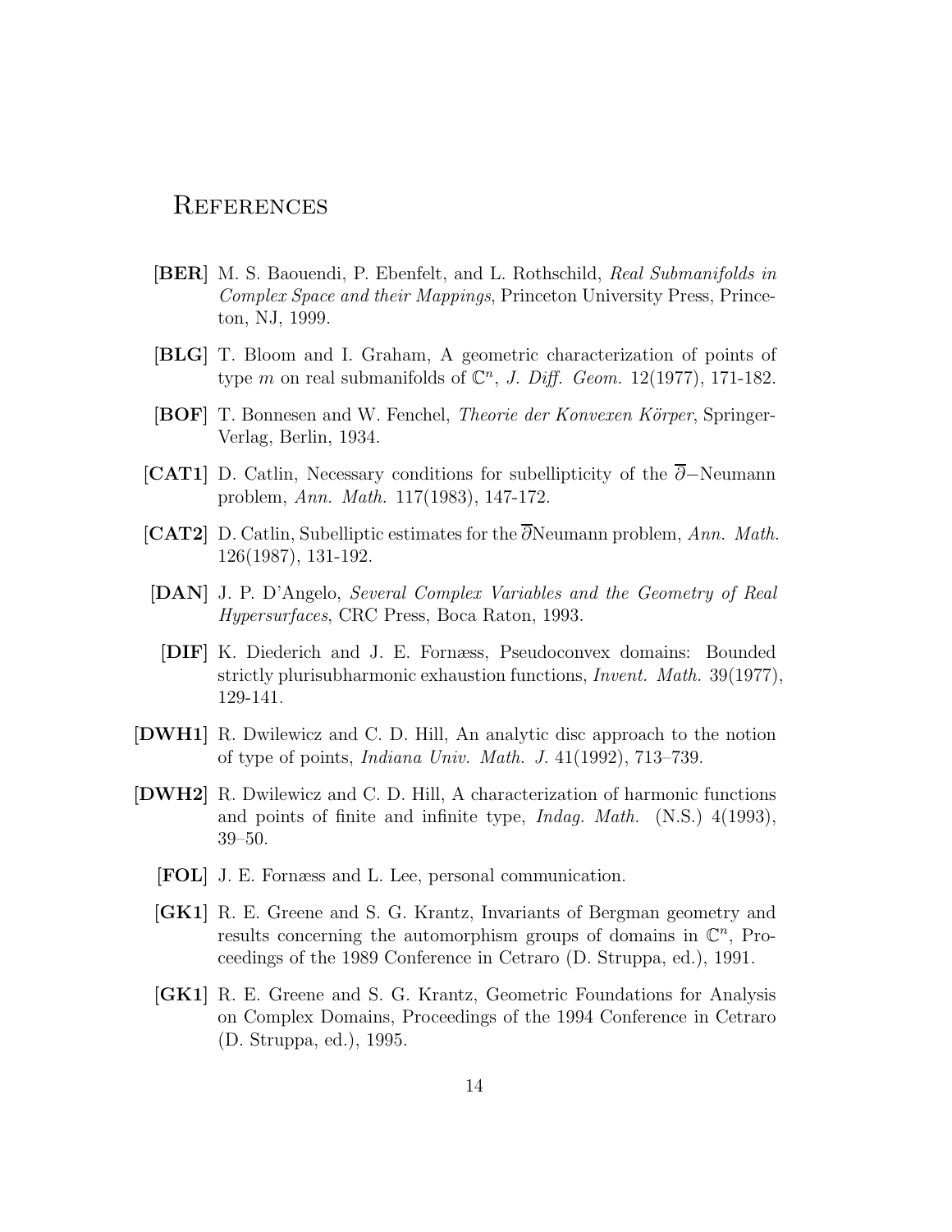# References

**[BER]** M. S. Baouendi, P. Ebenfelt, and L. Rothschild, *Real Submanifolds in Complex Space and their Mappings*, Princeton University Press, Princeton, NJ, 1999.

**[BLG]** T. Bloom and I. Graham, A geometric characterization of points of type $m$ on real submanifolds of $\mathbb{C}^n$, *J. Diff. Geom.* 12(1977), 171-182.

**[BOF]** T. Bonnesen and W. Fenchel, *Theorie der Konvexen Körper*, Springer-Verlag, Berlin, 1934.

**[CAT1]** D. Catlin, Necessary conditions for subellipticity of the $\overline{\partial}-$Neumann problem, *Ann. Math.* 117(1983), 147-172.

**[CAT2]** D. Catlin, Subelliptic estimates for the $\overline{\partial}$Neumann problem, *Ann. Math.* 126(1987), 131-192.

**[DAN]** J. P. D'Angelo, *Several Complex Variables and the Geometry of Real Hypersurfaces*, CRC Press, Boca Raton, 1993.

**[DIF]** K. Diederich and J. E. Fornæss, Pseudoconvex domains: Bounded strictly plurisubharmonic exhaustion functions, *Invent. Math.* 39(1977), 129-141.

**[DWH1]** R. Dwilewicz and C. D. Hill, An analytic disc approach to the notion of type of points, *Indiana Univ. Math. J.* 41(1992), 713–739.

**[DWH2]** R. Dwilewicz and C. D. Hill, A characterization of harmonic functions and points of finite and infinite type, *Indag. Math.* (N.S.) 4(1993), 39–50.

**[FOL]** J. E. Fornæss and L. Lee, personal communication.

**[GK1]** R. E. Greene and S. G. Krantz, Invariants of Bergman geometry and results concerning the automorphism groups of domains in $\mathbb{C}^n$, Proceedings of the 1989 Conference in Cetraro (D. Struppa, ed.), 1991.

**[GK1]** R. E. Greene and S. G. Krantz, Geometric Foundations for Analysis on Complex Domains, Proceedings of the 1994 Conference in Cetraro (D. Struppa, ed.), 1995.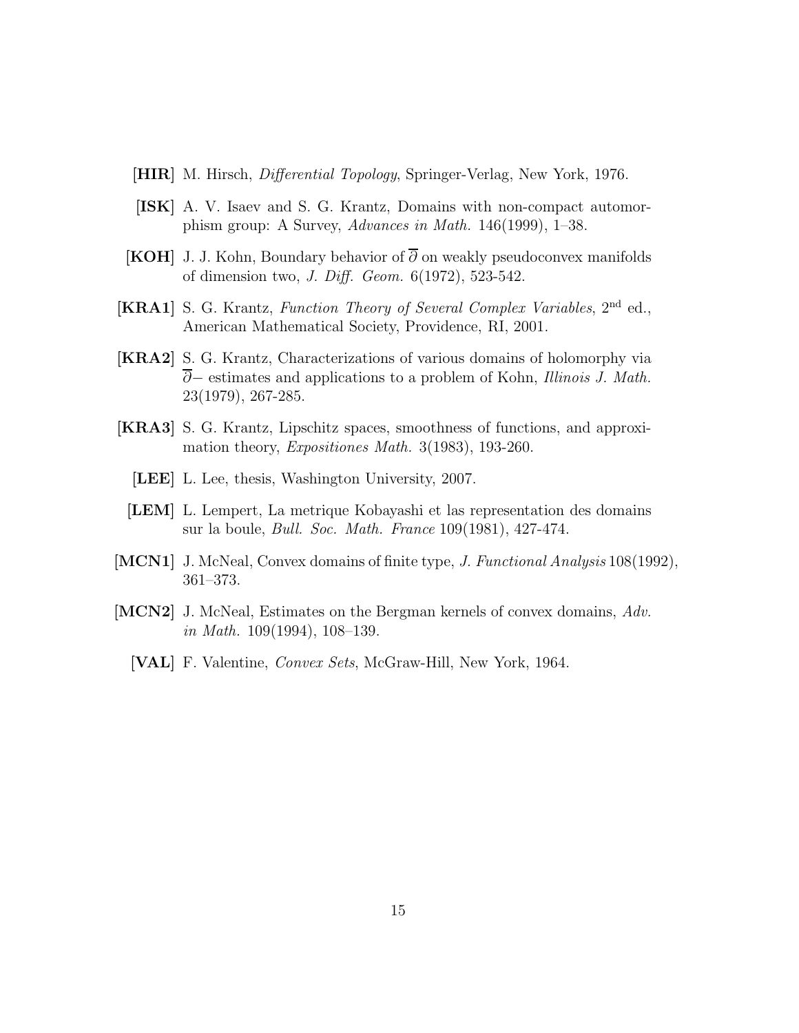**[HIR]** M. Hirsch, *Differential Topology*, Springer-Verlag, New York, 1976.

**[ISK]** A. V. Isaev and S. G. Krantz, Domains with non-compact automorphism group: A Survey, *Advances in Math.* 146(1999), 1–38.

**[KOH]** J. J. Kohn, Boundary behavior of $\overline{\partial}$ on weakly pseudoconvex manifolds of dimension two, *J. Diff. Geom.* 6(1972), 523-542.

**[KRA1]** S. G. Krantz, *Function Theory of Several Complex Variables*, 2nd ed., American Mathematical Society, Providence, RI, 2001.

**[KRA2]** S. G. Krantz, Characterizations of various domains of holomorphy via $\overline{\partial}-$ estimates and applications to a problem of Kohn, *Illinois J. Math.* 23(1979), 267-285.

**[KRA3]** S. G. Krantz, Lipschitz spaces, smoothness of functions, and approximation theory, *Expositiones Math.* 3(1983), 193-260.

**[LEE]** L. Lee, thesis, Washington University, 2007.

**[LEM]** L. Lempert, La metrique Kobayashi et las representation des domains sur la boule, *Bull. Soc. Math. France* 109(1981), 427-474.

**[MCN1]** J. McNeal, Convex domains of finite type, *J. Functional Analysis* 108(1992), 361–373.

**[MCN2]** J. McNeal, Estimates on the Bergman kernels of convex domains, *Adv. in Math.* 109(1994), 108–139.

**[VAL]** F. Valentine, *Convex Sets*, McGraw-Hill, New York, 1964.